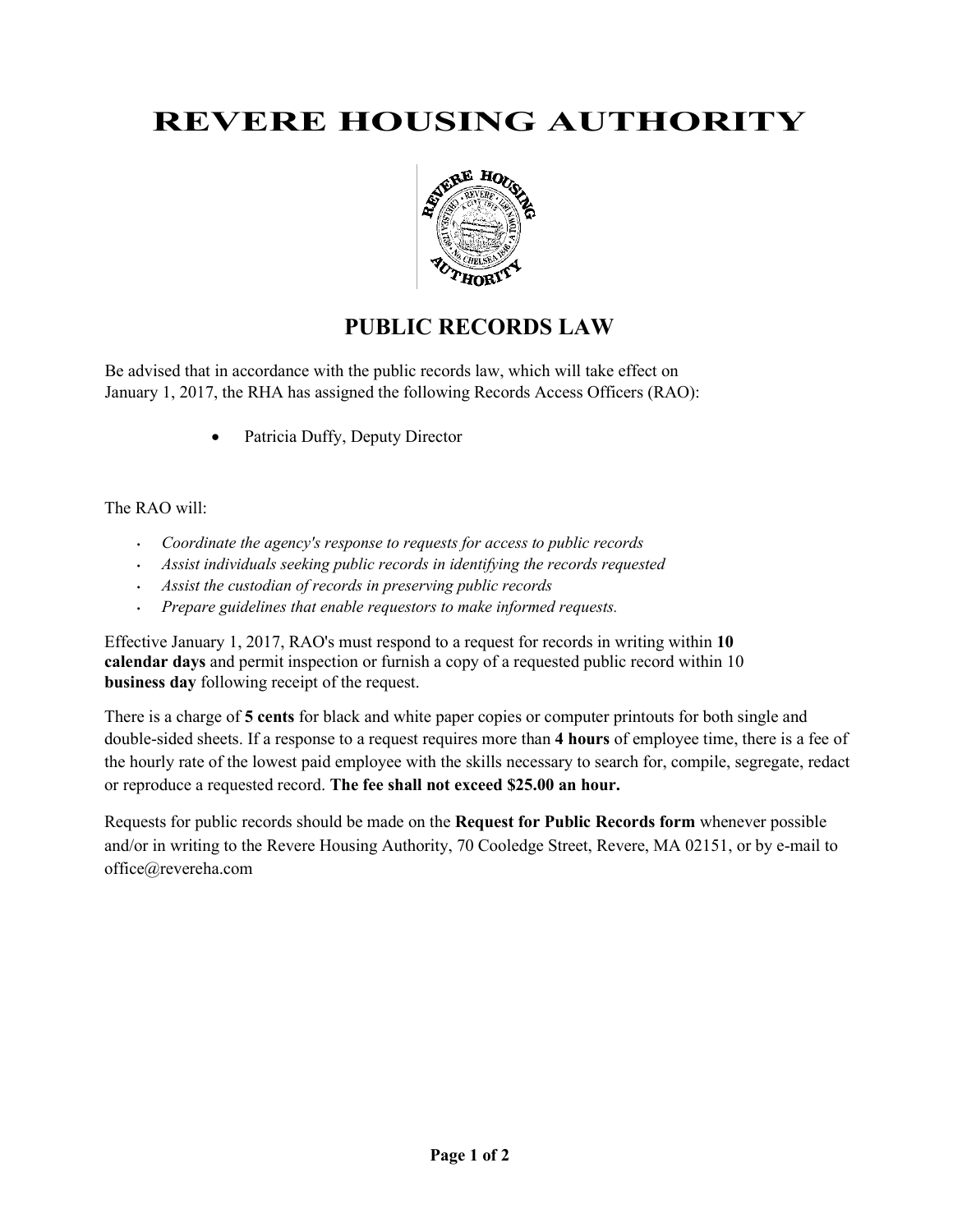# REVERE HOUSING AUTHORITY

## PUBLIC RECORDS LAW

Be advised that in accordance with the public records law, which will take effect on January 1, 2017, the RHA has assigned the following Records Access Officers (RAO):

- Patricia Duffy, Deputy Director

The RAO will:

- *Coordinate the agency's response to requests for access to public records*
- *Assist individuals seeking public records in identifying the records requested*
- *Assist the custodian of records in preserving public records*
- *Prepare guidelines that enable requestors to make informed requests.*

Effective January 1, 2017, RAO's must respond to a request for records in writing within **10 calendar days** and permit inspection or furnish a copy of a requested public record within 10 **business day** following receipt of the request.

There is a charge of **5 cents** for black and white paper copies or computer printouts for both single and double-sided sheets. If a response to a request requires more than **4 hours** of employee time, there is a fee of the hourly rate of the lowest paid employee with the skills necessary to search for, compile, segregate, redact or reproduce a requested record. **The fee shall not exceed $25.00 an hour.**

Requests for public records should be made on the **Request for Public Records form** whenever possible and/or in writing to the Revere Housing Authority, 70 Cooledge Street, Revere, MA 02151, or by e-mail to office@revereha.com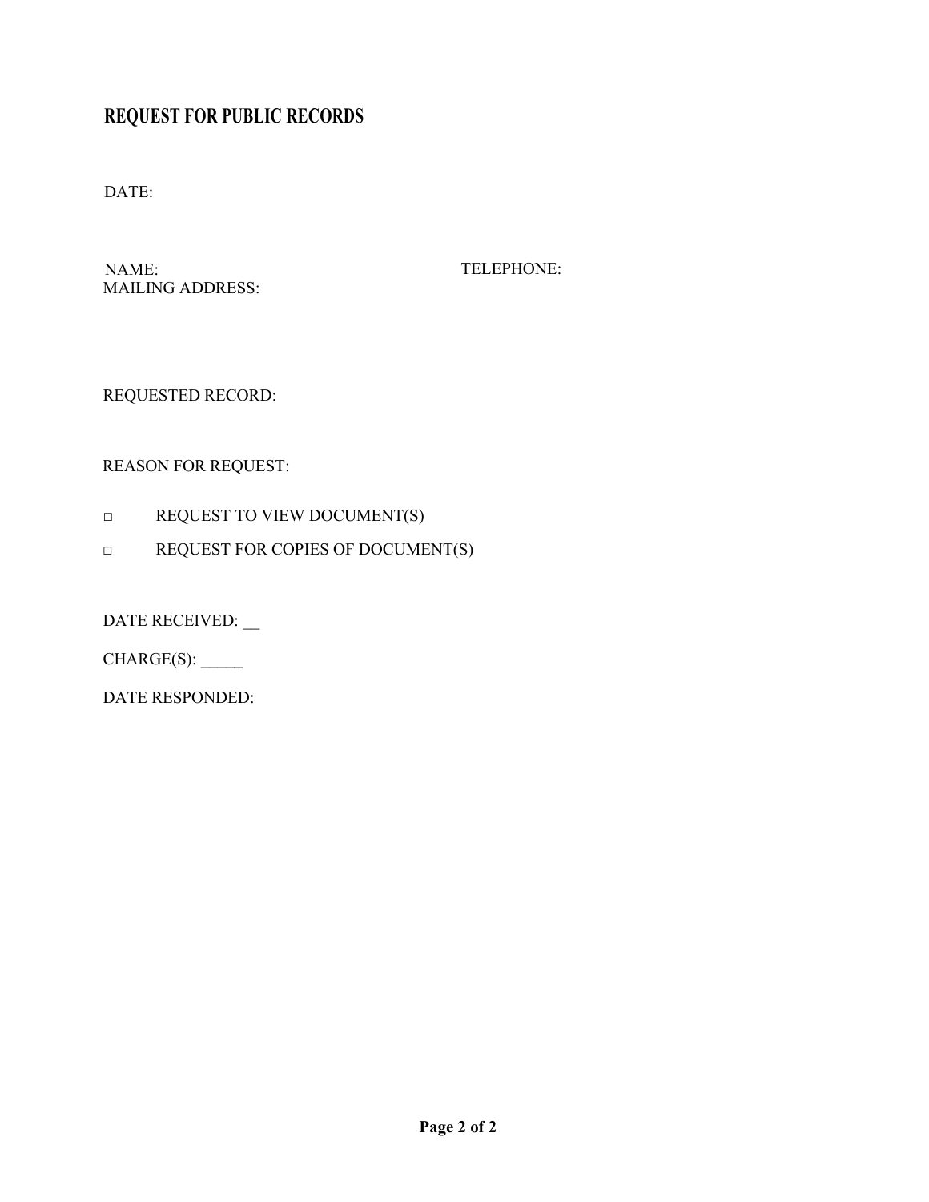# REQUEST FOR PUBLIC RECORDS

DATE:

NAME: TELEPHONE:

MAILING ADDRESS:

REQUESTED RECORD:

REASON FOR REQUEST:

□ REQUEST TO VIEW DOCUMENT(S)

□ REQUEST FOR COPIES OF DOCUMENT(S)

DATE RECEIVED: __

CHARGE(S): _____

DATE RESPONDED: